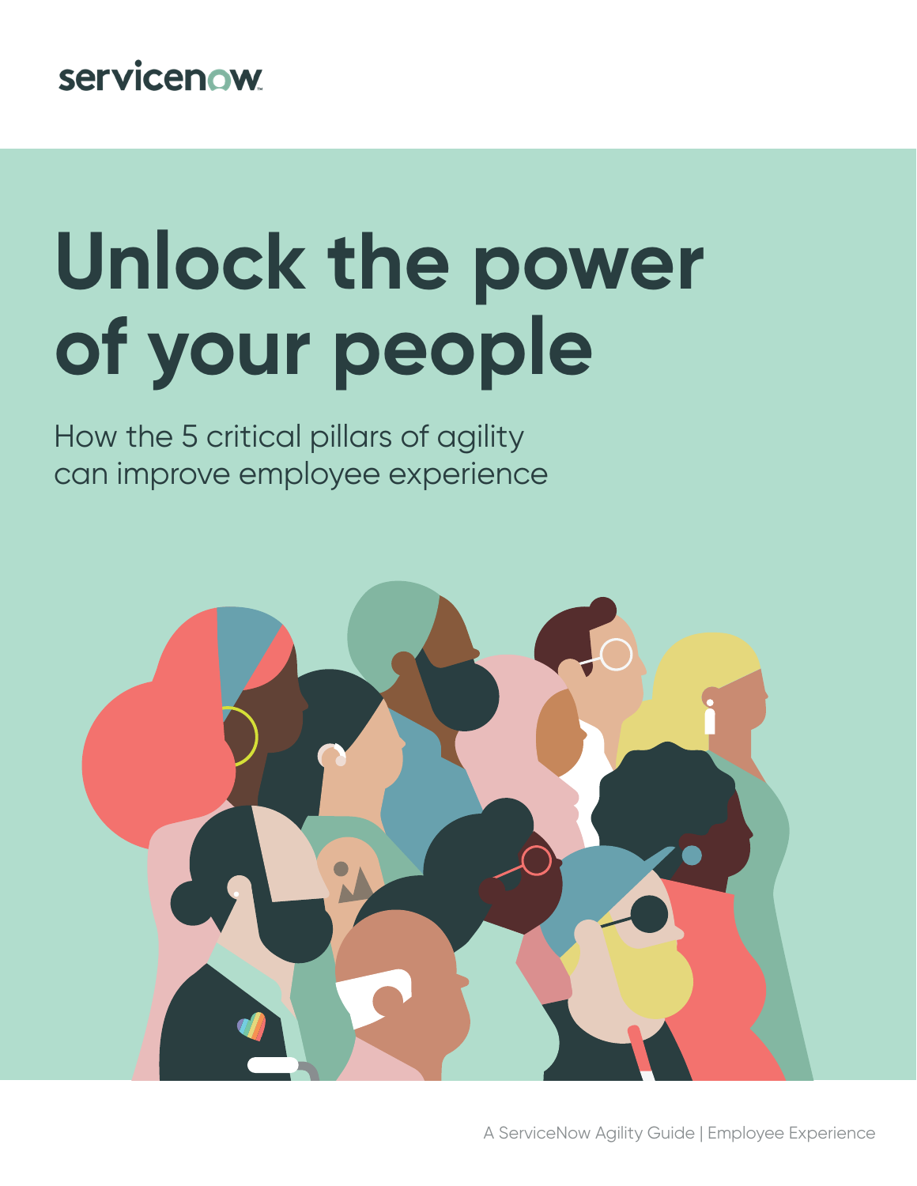servicenow

# Unlock the power of your people

How the 5 critical pillars of agility can improve employee experience

A ServiceNow Agility Guide | Employee Experience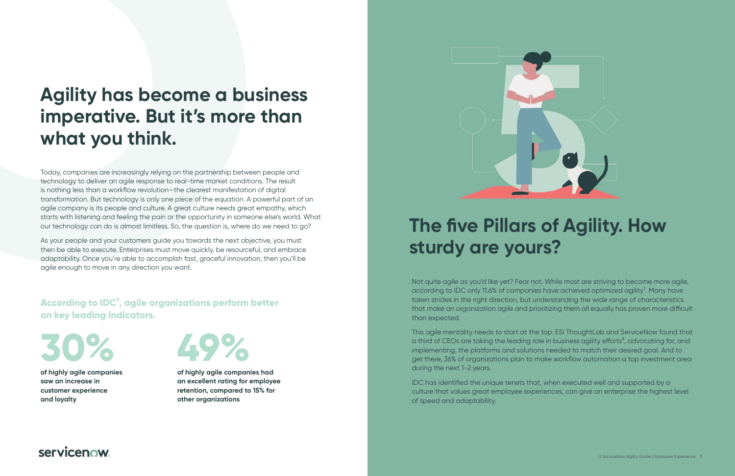# Agility has become a business imperative. But it's more than what you think.

Today, companies are increasingly relying on the partnership between people and technology to deliver an agile response to real-time market conditions. The result is nothing less than a workflow revolution—the clearest manifestation of digital transformation. But technology is only one piece of the equation. A powerful part of an agile company is its people and culture. A great culture needs great empathy, which starts with listening and feeling the pain or the opportunity in someone else's world. What our technology can do is almost limitless. So, the question is, where do we need to go?

As your people and your customers guide you towards the next objective, you must then be able to execute. Enterprises must move quickly, be resourceful, and embrace adaptability. Once you're able to accomplish fast, graceful innovation, then you'll be agile enough to move in any direction you want.

### According to IDC[1], agile organizations perform better on key leading indicators.

**30%**

**of highly agile companies saw an increase in customer experience and loyalty**

**49%**

**of highly agile companies had an excellent rating for employee retention, compared to 15% for other organizations**

# The five Pillars of Agility. How sturdy are yours?

Not quite agile as you'd like yet? Fear not. While most are striving to become more agile, according to IDC only 11.6% of companies have achieved optimized agility[1]. Many have taken strides in the right direction, but understanding the wide range of characteristics that make an organization agile and prioritizing them all equally has proven more difficult than expected.

This agile mentality needs to start at the top. ESI ThoughtLab and ServiceNow found that a third of CEOs are taking the leading role in business agility efforts[2], advocating for, and implementing, the platforms and solutions needed to match their desired goal. And to get there, 36% of organizations plan to make workflow automation a top investment area during the next 1-2 years.

IDC has identified the unique tenets that, when executed well and supported by a culture that values great employee experiences, can give an enterprise the highest level of speed and adaptability.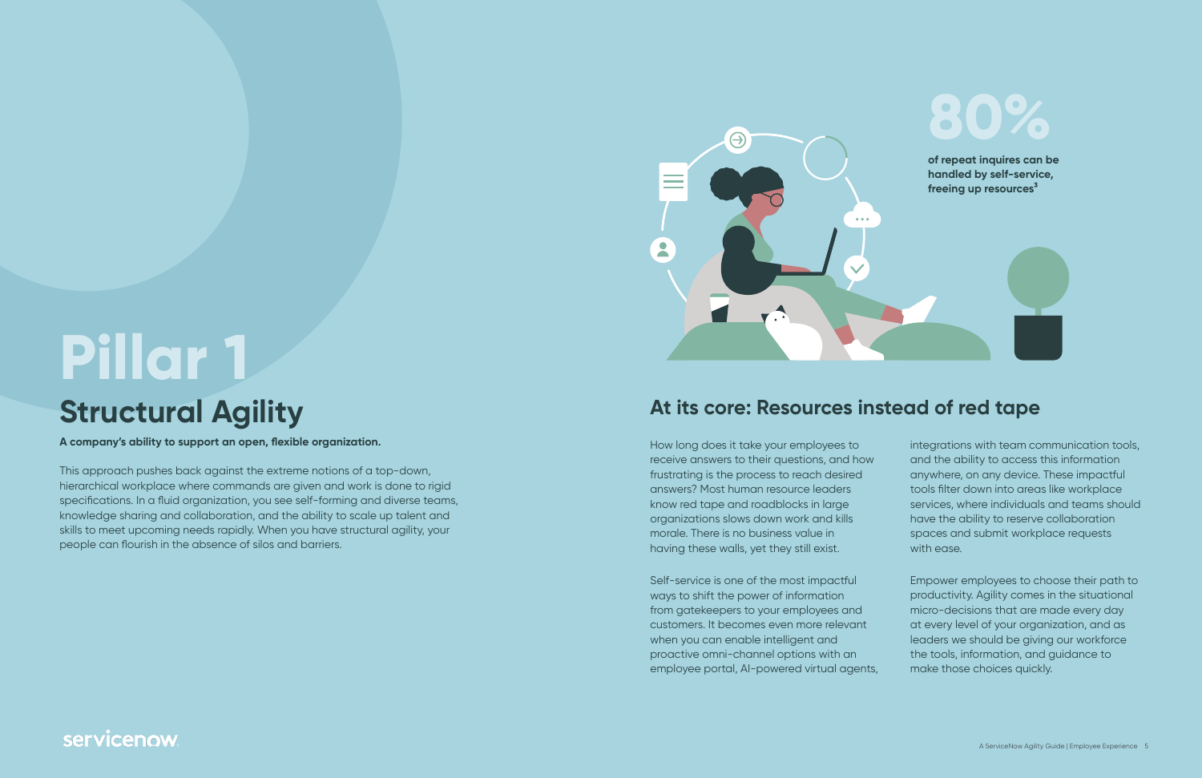# Pillar 1

## Structural Agility

**A company's ability to support an open, flexible organization.**

This approach pushes back against the extreme notions of a top-down, hierarchical workplace where commands are given and work is done to rigid specifications. In a fluid organization, you see self-forming and diverse teams, knowledge sharing and collaboration, and the ability to scale up talent and skills to meet upcoming needs rapidly. When you have structural agility, your people can flourish in the absence of silos and barriers.

**80%**

**of repeat inquires can be handled by self-service, freeing up resources[3]**

## At its core: Resources instead of red tape

How long does it take your employees to receive answers to their questions, and how frustrating is the process to reach desired answers? Most human resource leaders know red tape and roadblocks in large organizations slows down work and kills morale. There is no business value in having these walls, yet they still exist.

Self-service is one of the most impactful ways to shift the power of information from gatekeepers to your employees and customers. It becomes even more relevant when you can enable intelligent and proactive omni-channel options with an employee portal, AI-powered virtual agents, integrations with team communication tools, and the ability to access this information anywhere, on any device. These impactful tools filter down into areas like workplace services, where individuals and teams should have the ability to reserve collaboration spaces and submit workplace requests with ease.

Empower employees to choose their path to productivity. Agility comes in the situational micro-decisions that are made every day at every level of your organization, and as leaders we should be giving our workforce the tools, information, and guidance to make those choices quickly.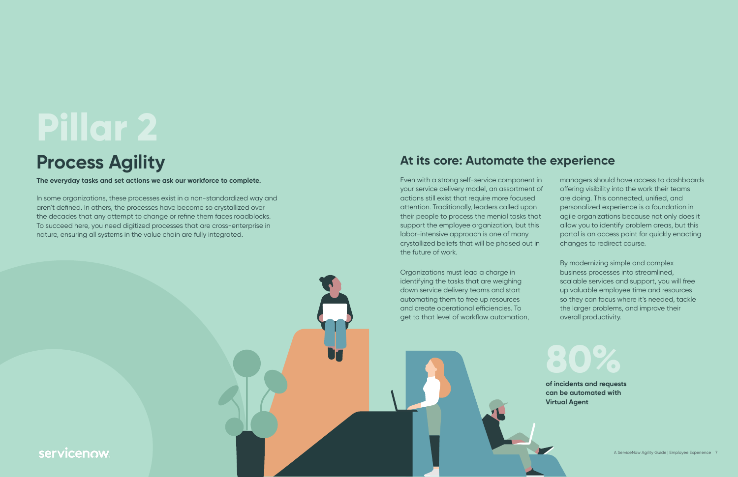# Pillar 2

## Process Agility

**The everyday tasks and set actions we ask our workforce to complete.**

In some organizations, these processes exist in a non-standardized way and aren't defined. In others, the processes have become so crystallized over the decades that any attempt to change or refine them faces roadblocks. To succeed here, you need digitized processes that are cross-enterprise in nature, ensuring all systems in the value chain are fully integrated.

## At its core: Automate the experience

Even with a strong self-service component in your service delivery model, an assortment of actions still exist that require more focused attention. Traditionally, leaders called upon their people to process the menial tasks that support the employee organization, but this labor-intensive approach is one of many crystallized beliefs that will be phased out in the future of work.

Organizations must lead a charge in identifying the tasks that are weighing down service delivery teams and start automating them to free up resources and create operational efficiencies. To get to that level of workflow automation, managers should have access to dashboards offering visibility into the work their teams are doing. This connected, unified, and personalized experience is a foundation in agile organizations because not only does it allow you to identify problem areas, but this portal is an access point for quickly enacting changes to redirect course.

By modernizing simple and complex business processes into streamlined, scalable services and support, you will free up valuable employee time and resources so they can focus where it's needed, tackle the larger problems, and improve their overall productivity.

**80%**

**of incidents and requests can be automated with Virtual Agent**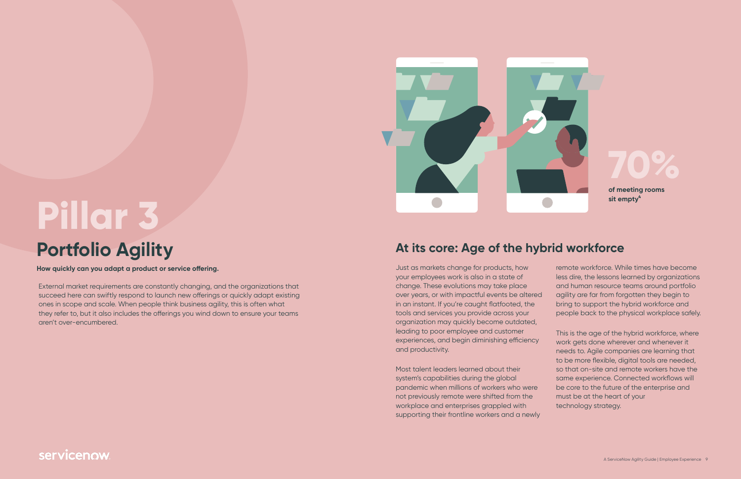# Pillar 3

## Portfolio Agility

**How quickly can you adapt a product or service offering.**

External market requirements are constantly changing, and the organizations that succeed here can swiftly respond to launch new offerings or quickly adapt existing ones in scope and scale. When people think business agility, this is often what they refer to, but it also includes the offerings you wind down to ensure your teams aren't over-encumbered.

**70%**

**of meeting rooms sit empty**[4]

## At its core: Age of the hybrid workforce

Just as markets change for products, how your employees work is also in a state of change. These evolutions may take place over years, or with impactful events be altered in an instant. If you're caught flatfooted, the tools and services you provide across your organization may quickly become outdated, leading to poor employee and customer experiences, and begin diminishing efficiency and productivity.

Most talent leaders learned about their system's capabilities during the global pandemic when millions of workers who were not previously remote were shifted from the workplace and enterprises grappled with supporting their frontline workers and a newly remote workforce. While times have become less dire, the lessons learned by organizations and human resource teams around portfolio agility are far from forgotten they begin to bring to support the hybrid workforce and people back to the physical workplace safely.

This is the age of the hybrid workforce, where work gets done wherever and whenever it needs to. Agile companies are learning that to be more flexible, digital tools are needed, so that on-site and remote workers have the same experience. Connected workflows will be core to the future of the enterprise and must be at the heart of your technology strategy.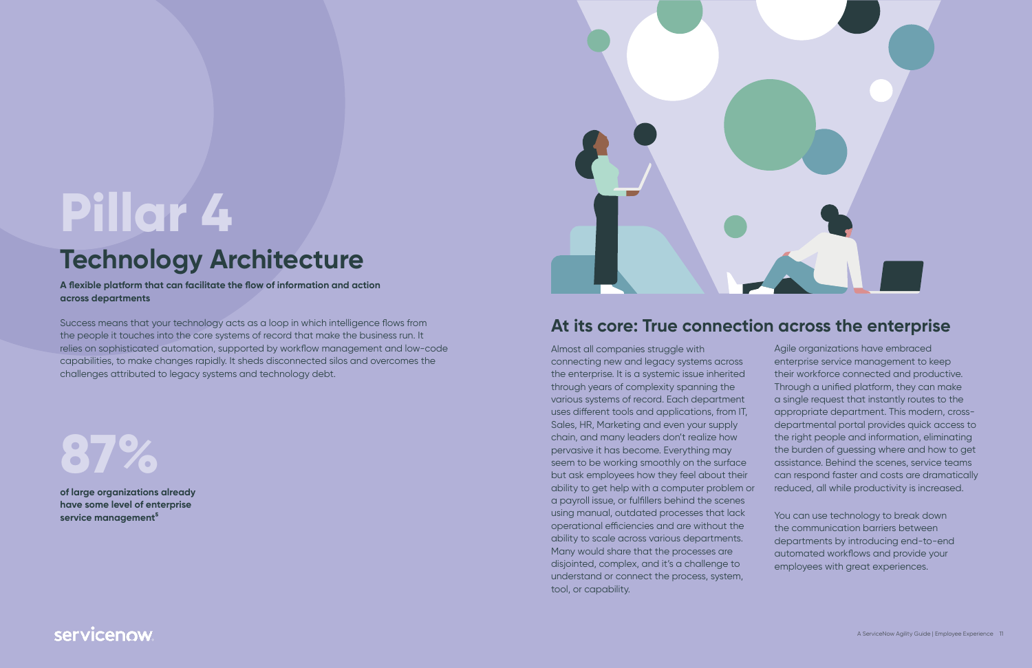# Pillar 4

## Technology Architecture

**A flexible platform that can facilitate the flow of information and action across departments**

Success means that your technology acts as a loop in which intelligence flows from the people it touches into the core systems of record that make the business run. It relies on sophisticated automation, supported by workflow management and low-code capabilities, to make changes rapidly. It sheds disconnected silos and overcomes the challenges attributed to legacy systems and technology debt.

**87%**

**of large organizations already have some level of enterprise service management[5]**

## At its core: True connection across the enterprise

Almost all companies struggle with connecting new and legacy systems across the enterprise. It is a systemic issue inherited through years of complexity spanning the various systems of record. Each department uses different tools and applications, from IT, Sales, HR, Marketing and even your supply chain, and many leaders don't realize how pervasive it has become. Everything may seem to be working smoothly on the surface but ask employees how they feel about their ability to get help with a computer problem or a payroll issue, or fulfillers behind the scenes using manual, outdated processes that lack operational efficiencies and are without the ability to scale across various departments. Many would share that the processes are disjointed, complex, and it's a challenge to understand or connect the process, system, tool, or capability.

Agile organizations have embraced enterprise service management to keep their workforce connected and productive. Through a unified platform, they can make a single request that instantly routes to the appropriate department. This modern, cross-departmental portal provides quick access to the right people and information, eliminating the burden of guessing where and how to get assistance. Behind the scenes, service teams can respond faster and costs are dramatically reduced, all while productivity is increased.

You can use technology to break down the communication barriers between departments by introducing end-to-end automated workflows and provide your employees with great experiences.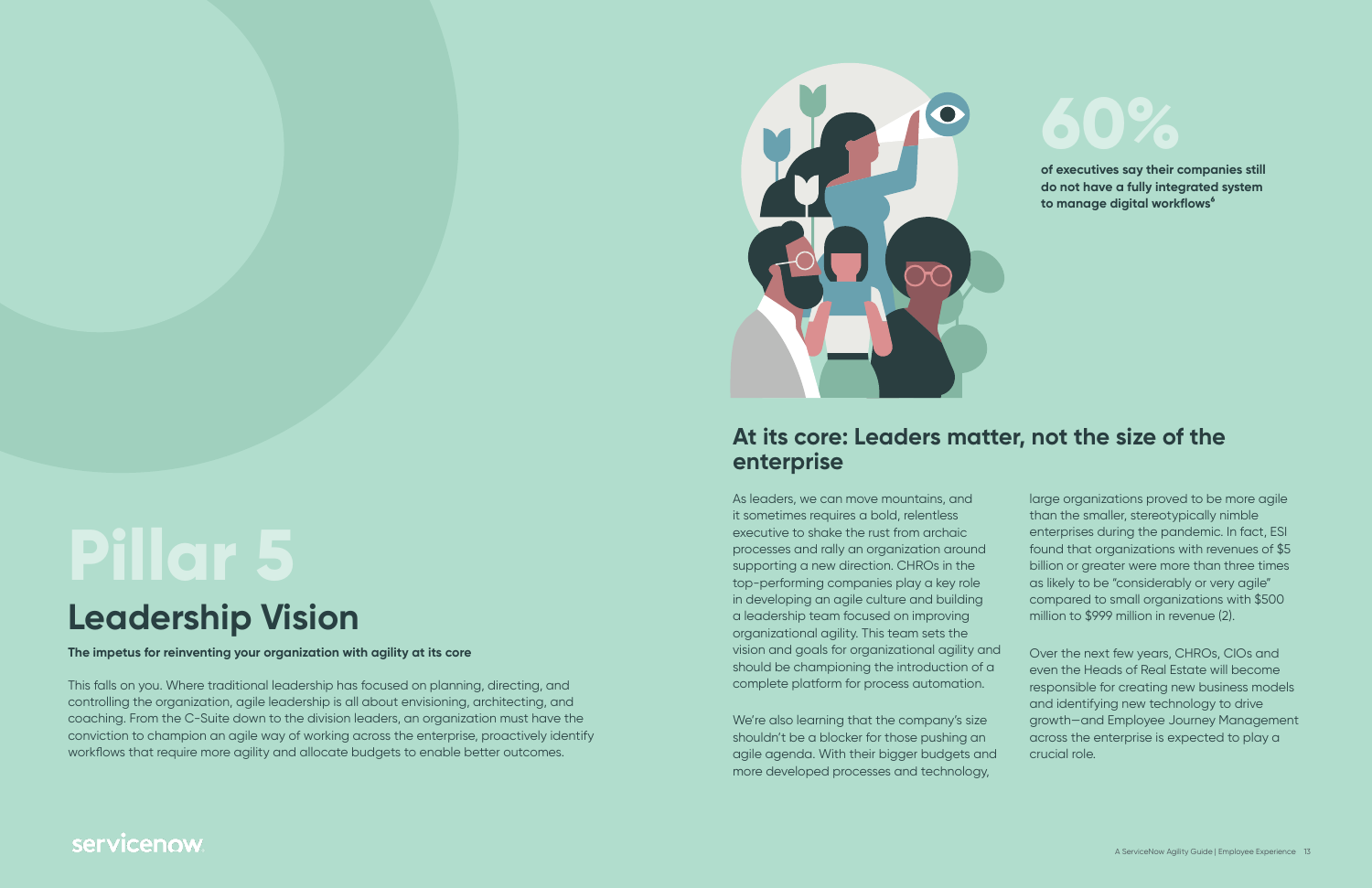# Pillar 5

## Leadership Vision

**The impetus for reinventing your organization with agility at its core**

This falls on you. Where traditional leadership has focused on planning, directing, and controlling the organization, agile leadership is all about envisioning, architecting, and coaching. From the C-Suite down to the division leaders, an organization must have the conviction to champion an agile way of working across the enterprise, proactively identify workflows that require more agility and allocate budgets to enable better outcomes.

**60%**

**of executives say their companies still do not have a fully integrated system to manage digital workflows[6]**

## At its core: Leaders matter, not the size of the enterprise

As leaders, we can move mountains, and it sometimes requires a bold, relentless executive to shake the rust from archaic processes and rally an organization around supporting a new direction. CHROs in the top-performing companies play a key role in developing an agile culture and building a leadership team focused on improving organizational agility. This team sets the vision and goals for organizational agility and should be championing the introduction of a complete platform for process automation.

We're also learning that the company's size shouldn't be a blocker for those pushing an agile agenda. With their bigger budgets and more developed processes and technology, large organizations proved to be more agile than the smaller, stereotypically nimble enterprises during the pandemic. In fact, ESI found that organizations with revenues of $5 billion or greater were more than three times as likely to be "considerably or very agile" compared to small organizations with $500 million to $999 million in revenue (2).

Over the next few years, CHROs, CIOs and even the Heads of Real Estate will become responsible for creating new business models and identifying new technology to drive growth—and Employee Journey Management across the enterprise is expected to play a crucial role.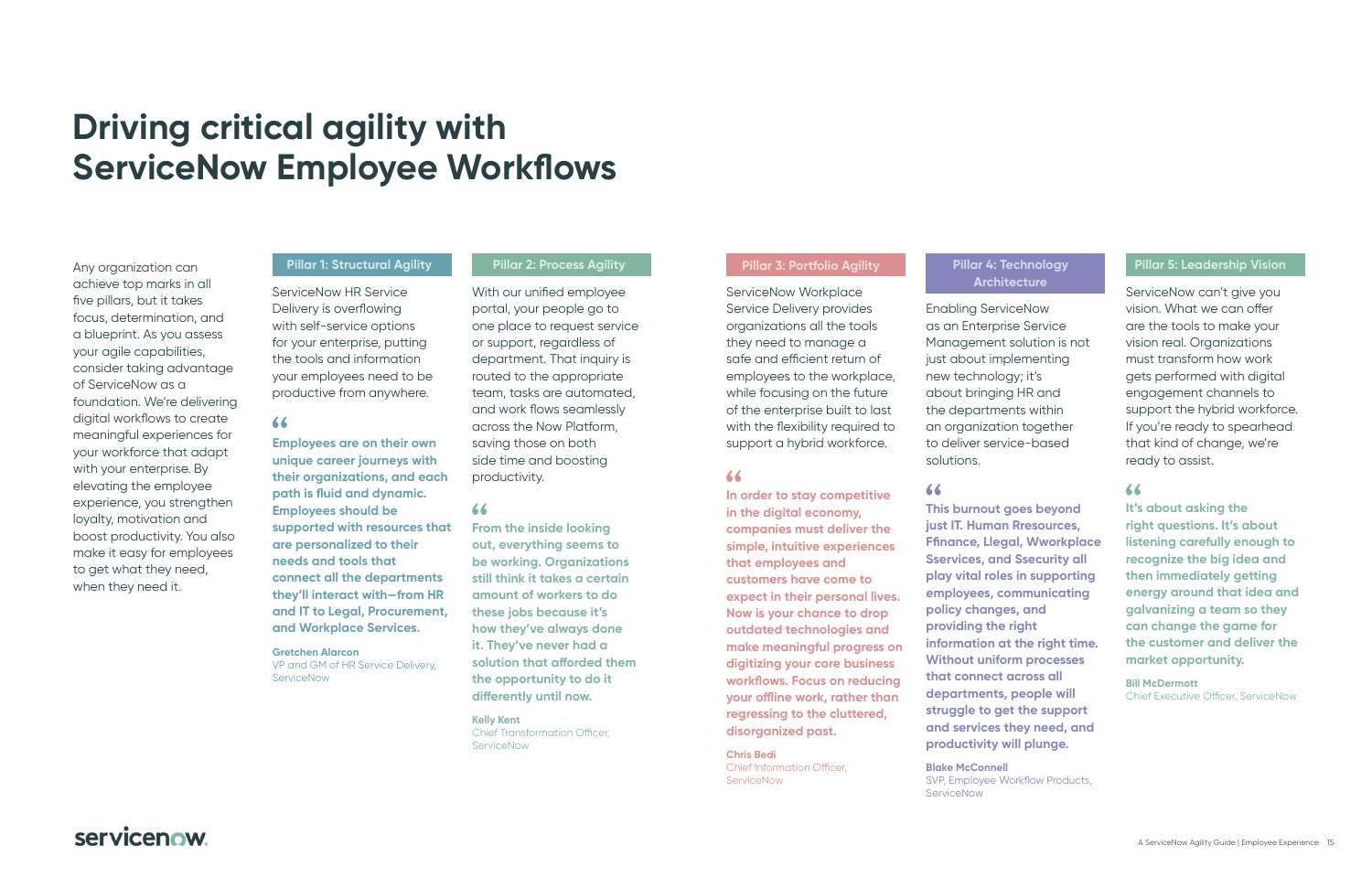# Driving critical agility with ServiceNow Employee Workflows

Any organization can achieve top marks in all five pillars, but it takes focus, determination, and a blueprint. As you assess your agile capabilities, consider taking advantage of ServiceNow as a foundation. We're delivering digital workflows to create meaningful experiences for your workforce that adapt with your enterprise. By elevating the employee experience, you strengthen loyalty, motivation and boost productivity. You also make it easy for employees to get what they need, when they need it.

### Pillar 1: Structural Agility

ServiceNow HR Service Delivery is overflowing with self-service options for your enterprise, putting the tools and information your employees need to be productive from anywhere.

> **Employees are on their own unique career journeys with their organizations, and each path is fluid and dynamic. Employees should be supported with resources that are personalized to their needs and tools that connect all the departments they'll interact with—from HR and IT to Legal, Procurement, and Workplace Services.**
>
> **Gretchen Alarcon**
> VP and GM of HR Service Delivery, ServiceNow

### Pillar 2: Process Agility

With our unified employee portal, your people go to one place to request service or support, regardless of department. That inquiry is routed to the appropriate team, tasks are automated, and work flows seamlessly across the Now Platform, saving those on both side time and boosting productivity.

> **From the inside looking out, everything seems to be working. Organizations still think it takes a certain amount of workers to do these jobs because it's how they've always done it. They've never had a solution that afforded them the opportunity to do it differently until now.**
>
> **Kelly Kent**
> Chief Transformation Officer, ServiceNow

### Pillar 3: Portfolio Agility

ServiceNow Workplace Service Delivery provides organizations all the tools they need to manage a safe and efficient return of employees to the workplace, while focusing on the future of the enterprise built to last with the flexibility required to support a hybrid workforce.

> **In order to stay competitive in the digital economy, companies must deliver the simple, intuitive experiences that employees and customers have come to expect in their personal lives. Now is your chance to drop outdated technologies and make meaningful progress on digitizing your core business workflows. Focus on reducing your offline work, rather than regressing to the cluttered, disorganized past.**
>
> **Chris Bedi**
> Chief Information Officer, ServiceNow

### Pillar 4: Technology Architecture

Enabling ServiceNow as an Enterprise Service Management solution is not just about implementing new technology; it's about bringing HR and the departments within an organization together to deliver service-based solutions.

> **This burnout goes beyond just IT. Human Rresources, Ffinance, Llegal, Wworkplace Sservices, and Ssecurity all play vital roles in supporting employees, communicating policy changes, and providing the right information at the right time. Without uniform processes that connect across all departments, people will struggle to get the support and services they need, and productivity will plunge.**
>
> **Blake McConnell**
> SVP, Employee Workflow Products, ServiceNow

### Pillar 5: Leadership Vision

ServiceNow can't give you vision. What we can offer are the tools to make your vision real. Organizations must transform how work gets performed with digital engagement channels to support the hybrid workforce. If you're ready to spearhead that kind of change, we're ready to assist.

> **It's about asking the right questions. It's about listening carefully enough to recognize the big idea and then immediately getting energy around that idea and galvanizing a team so they can change the game for the customer and deliver the market opportunity.**
>
> **Bill McDermott**
> Chief Executive Officer, ServiceNow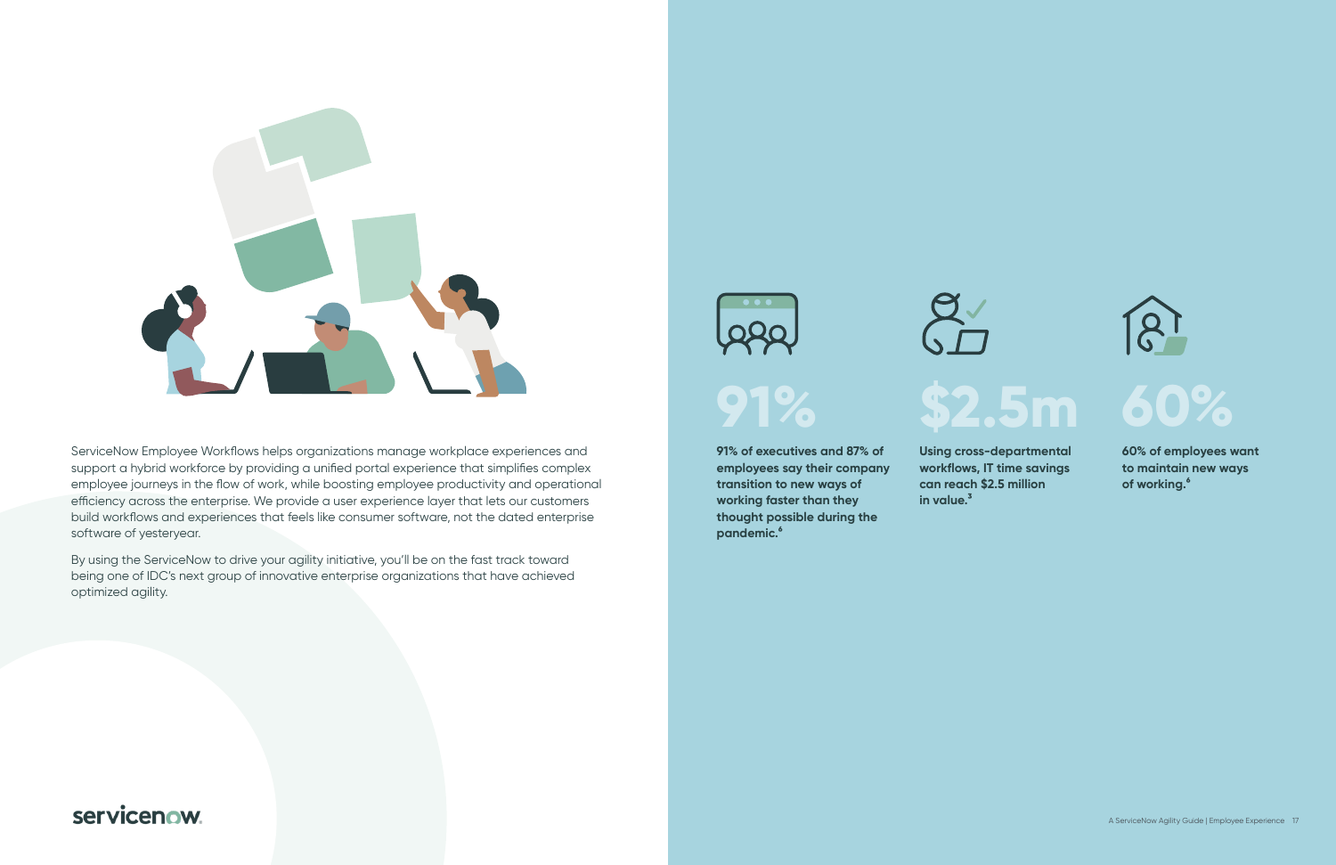ServiceNow Employee Workflows helps organizations manage workplace experiences and support a hybrid workforce by providing a unified portal experience that simplifies complex employee journeys in the flow of work, while boosting employee productivity and operational efficiency across the enterprise. We provide a user experience layer that lets our customers build workflows and experiences that feels like consumer software, not the dated enterprise software of yesteryear.

By using the ServiceNow to drive your agility initiative, you'll be on the fast track toward being one of IDC's next group of innovative enterprise organizations that have achieved optimized agility.

**91%**

**91% of executives and 87% of employees say their company transition to new ways of working faster than they thought possible during the pandemic.[6]**

**$2.5m**

**Using cross-departmental workflows, IT time savings can reach $2.5 million in value.[3]**

**60%**

**60% of employees want to maintain new ways of working.[6]**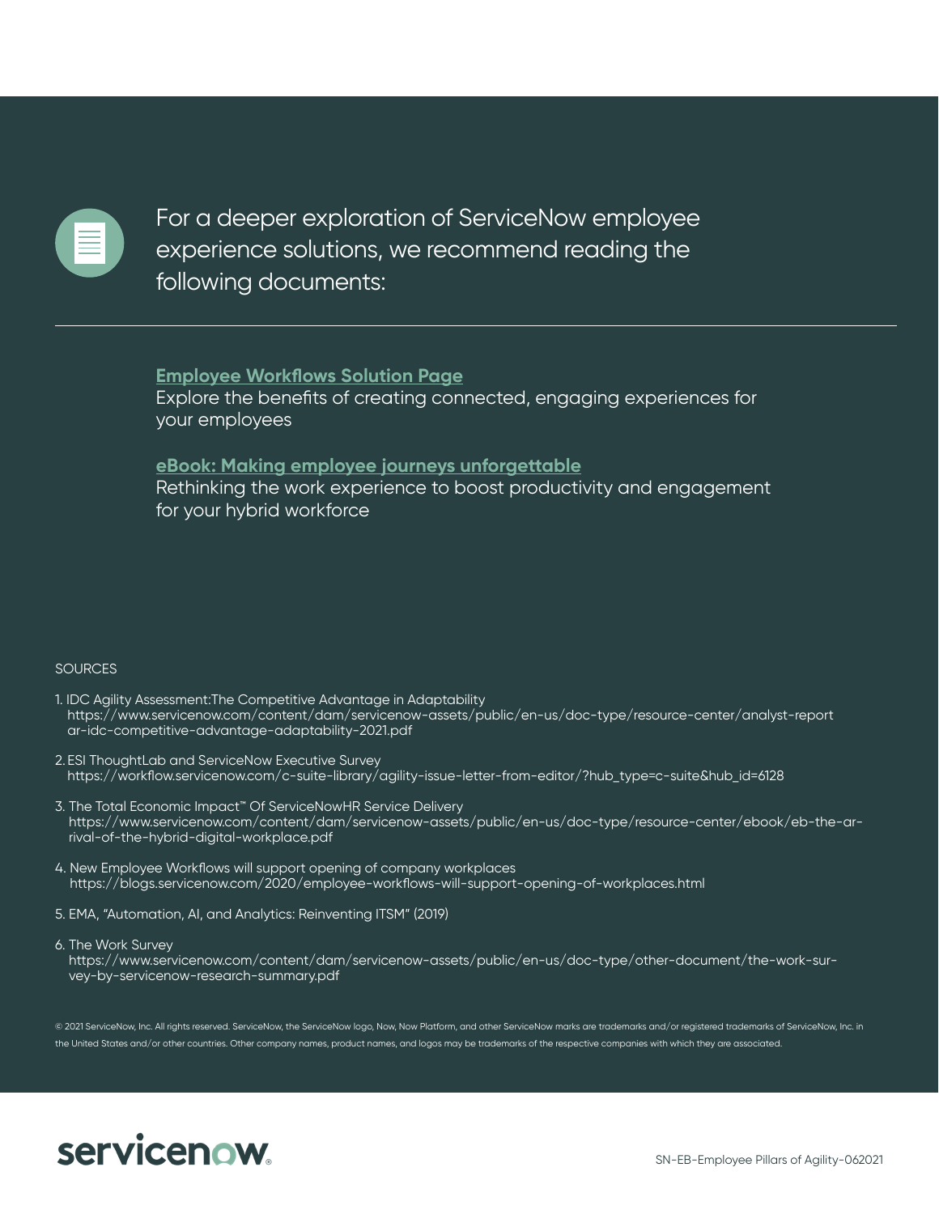For a deeper exploration of ServiceNow employee experience solutions, we recommend reading the following documents:

---

**Employee Workflows Solution Page**
Explore the benefits of creating connected, engaging experiences for your employees

**eBook: Making employee journeys unforgettable**
Rethinking the work experience to boost productivity and engagement for your hybrid workforce

SOURCES

1. IDC Agility Assessment:The Competitive Advantage in Adaptability
   https://www.servicenow.com/content/dam/servicenow-assets/public/en-us/doc-type/resource-center/analyst-report ar-idc-competitive-advantage-adaptability-2021.pdf
2. ESI ThoughtLab and ServiceNow Executive Survey
   https://workflow.servicenow.com/c-suite-library/agility-issue-letter-from-editor/?hub_type=c-suite&hub_id=6128
3. The Total Economic Impact™ Of ServiceNowHR Service Delivery
   https://www.servicenow.com/content/dam/servicenow-assets/public/en-us/doc-type/resource-center/ebook/eb-the-arrival-of-the-hybrid-digital-workplace.pdf
4. New Employee Workflows will support opening of company workplaces
   https://blogs.servicenow.com/2020/employee-workflows-will-support-opening-of-workplaces.html
5. EMA, "Automation, AI, and Analytics: Reinventing ITSM" (2019)
6. The Work Survey
   https://www.servicenow.com/content/dam/servicenow-assets/public/en-us/doc-type/other-document/the-work-survey-by-servicenow-research-summary.pdf

© 2021 ServiceNow, Inc. All rights reserved. ServiceNow, the ServiceNow logo, Now, Now Platform, and other ServiceNow marks are trademarks and/or registered trademarks of ServiceNow, Inc. in the United States and/or other countries. Other company names, product names, and logos may be trademarks of the respective companies with which they are associated.

servicenow.

SN-EB-Employee Pillars of Agility-062021